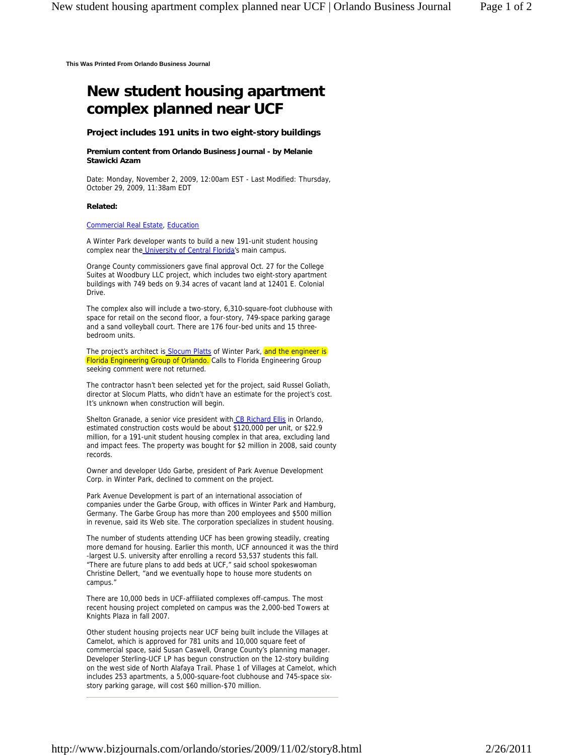This Was Printed From Orlando Business Journal

# New student housing apartment complex planned near UCF

### Project includes 191 units in two eight-story buildings

**Premium content from Orlando Business Journal - by Melanie Stawicki Azam**

Date: Monday, November 2, 2009, 12:00am EST - Last Modified: Thursday, October 29, 2009, 11:38am EDT

**Related:**

Commercial Real Estate, Education

A Winter Park developer wants to build a new 191-unit student housing complex near the University of Central Florida's main campus.

Orange County commissioners gave final approval Oct. 27 for the College Suites at Woodbury LLC project, which includes two eight-story apartment buildings with 749 beds on 9.34 acres of vacant land at 12401 E. Colonial Drive.

The complex also will include a two-story, 6,310-square-foot clubhouse with space for retail on the second floor, a four-story, 749-space parking garage and a sand volleyball court. There are 176 four-bed units and 15 three-bedroom units.

The project's architect is Slocum Platts of Winter Park, and the engineer is Florida Engineering Group of Orlando. Calls to Florida Engineering Group seeking comment were not returned.

The contractor hasn't been selected yet for the project, said Russel Goliath, director at Slocum Platts, who didn't have an estimate for the project's cost. It's unknown when construction will begin.

Shelton Granade, a senior vice president with CB Richard Ellis in Orlando, estimated construction costs would be about $120,000 per unit, or $22.9 million, for a 191-unit student housing complex in that area, excluding land and impact fees. The property was bought for $2 million in 2008, said county records.

Owner and developer Udo Garbe, president of Park Avenue Development Corp. in Winter Park, declined to comment on the project.

Park Avenue Development is part of an international association of companies under the Garbe Group, with offices in Winter Park and Hamburg, Germany. The Garbe Group has more than 200 employees and $500 million in revenue, said its Web site. The corporation specializes in student housing.

The number of students attending UCF has been growing steadily, creating more demand for housing. Earlier this month, UCF announced it was the third-largest U.S. university after enrolling a record 53,537 students this fall. "There are future plans to add beds at UCF," said school spokeswoman Christine Dellert, "and we eventually hope to house more students on campus."

There are 10,000 beds in UCF-affiliated complexes off-campus. The most recent housing project completed on campus was the 2,000-bed Towers at Knights Plaza in fall 2007.

Other student housing projects near UCF being built include the Villages at Camelot, which is approved for 781 units and 10,000 square feet of commercial space, said Susan Caswell, Orange County's planning manager. Developer Sterling-UCF LP has begun construction on the 12-story building on the west side of North Alafaya Trail. Phase 1 of Villages at Camelot, which includes 253 apartments, a 5,000-square-foot clubhouse and 745-space six-story parking garage, will cost $60 million-$70 million.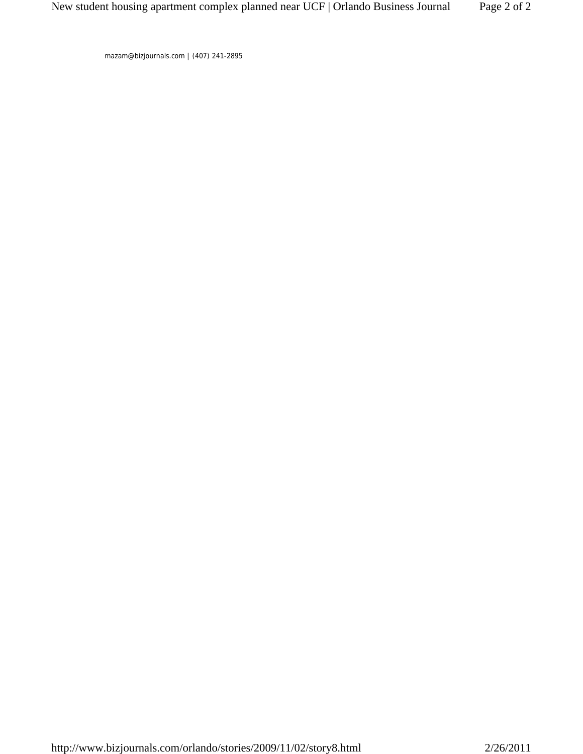mazam@bizjournals.com | (407) 241-2895